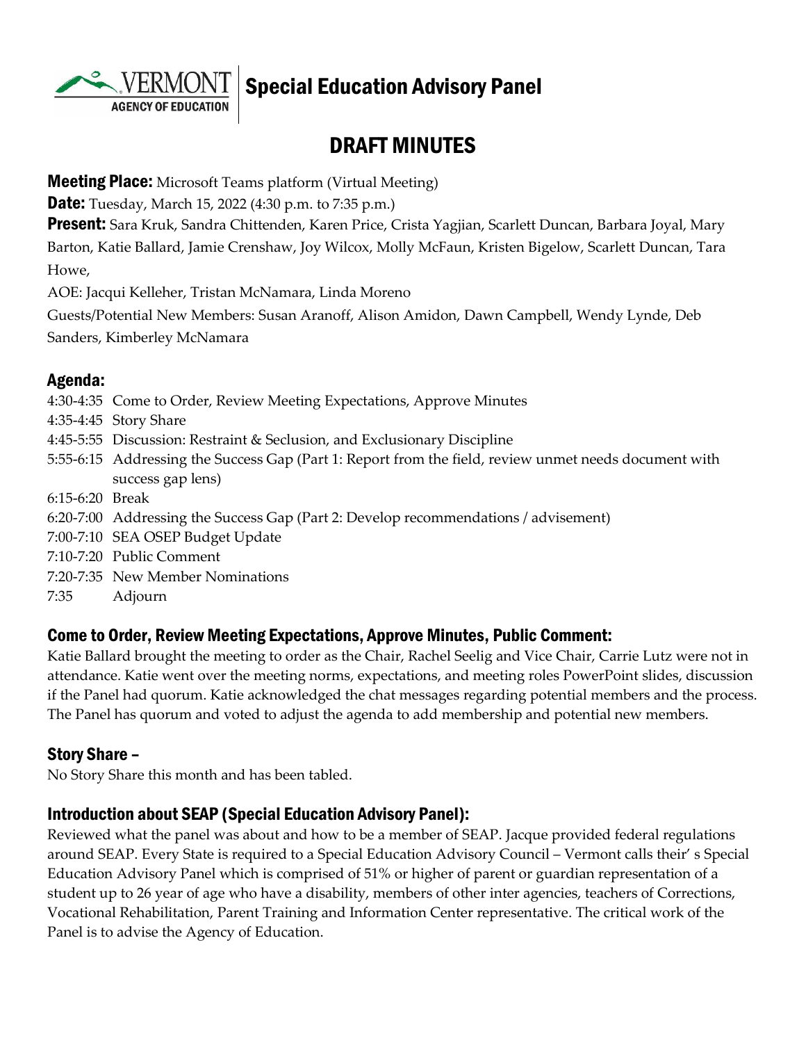# Special Education Advisory Panel

VERMONT AGENCY OF EDUCATION

## DRAFT MINUTES

**Meeting Place:** Microsoft Teams platform (Virtual Meeting)

**Date:** Tuesday, March 15, 2022 (4:30 p.m. to 7:35 p.m.)

**Present:** Sara Kruk, Sandra Chittenden, Karen Price, Crista Yagjian, Scarlett Duncan, Barbara Joyal, Mary Barton, Katie Ballard, Jamie Crenshaw, Joy Wilcox, Molly McFaun, Kristen Bigelow, Scarlett Duncan, Tara Howe,

AOE: Jacqui Kelleher, Tristan McNamara, Linda Moreno

Guests/Potential New Members: Susan Aranoff, Alison Amidon, Dawn Campbell, Wendy Lynde, Deb Sanders, Kimberley McNamara

### Agenda:

4:30-4:35 Come to Order, Review Meeting Expectations, Approve Minutes
4:35-4:45 Story Share
4:45-5:55 Discussion: Restraint & Seclusion, and Exclusionary Discipline
5:55-6:15 Addressing the Success Gap (Part 1: Report from the field, review unmet needs document with success gap lens)
6:15-6:20 Break
6:20-7:00 Addressing the Success Gap (Part 2: Develop recommendations / advisement)
7:00-7:10 SEA OSEP Budget Update
7:10-7:20 Public Comment
7:20-7:35 New Member Nominations
7:35 Adjourn

### Come to Order, Review Meeting Expectations, Approve Minutes, Public Comment:

Katie Ballard brought the meeting to order as the Chair, Rachel Seelig and Vice Chair, Carrie Lutz were not in attendance. Katie went over the meeting norms, expectations, and meeting roles PowerPoint slides, discussion if the Panel had quorum. Katie acknowledged the chat messages regarding potential members and the process. The Panel has quorum and voted to adjust the agenda to add membership and potential new members.

### Story Share –

No Story Share this month and has been tabled.

### Introduction about SEAP (Special Education Advisory Panel):

Reviewed what the panel was about and how to be a member of SEAP. Jacque provided federal regulations around SEAP. Every State is required to a Special Education Advisory Council – Vermont calls their' s Special Education Advisory Panel which is comprised of 51% or higher of parent or guardian representation of a student up to 26 year of age who have a disability, members of other inter agencies, teachers of Corrections, Vocational Rehabilitation, Parent Training and Information Center representative. The critical work of the Panel is to advise the Agency of Education.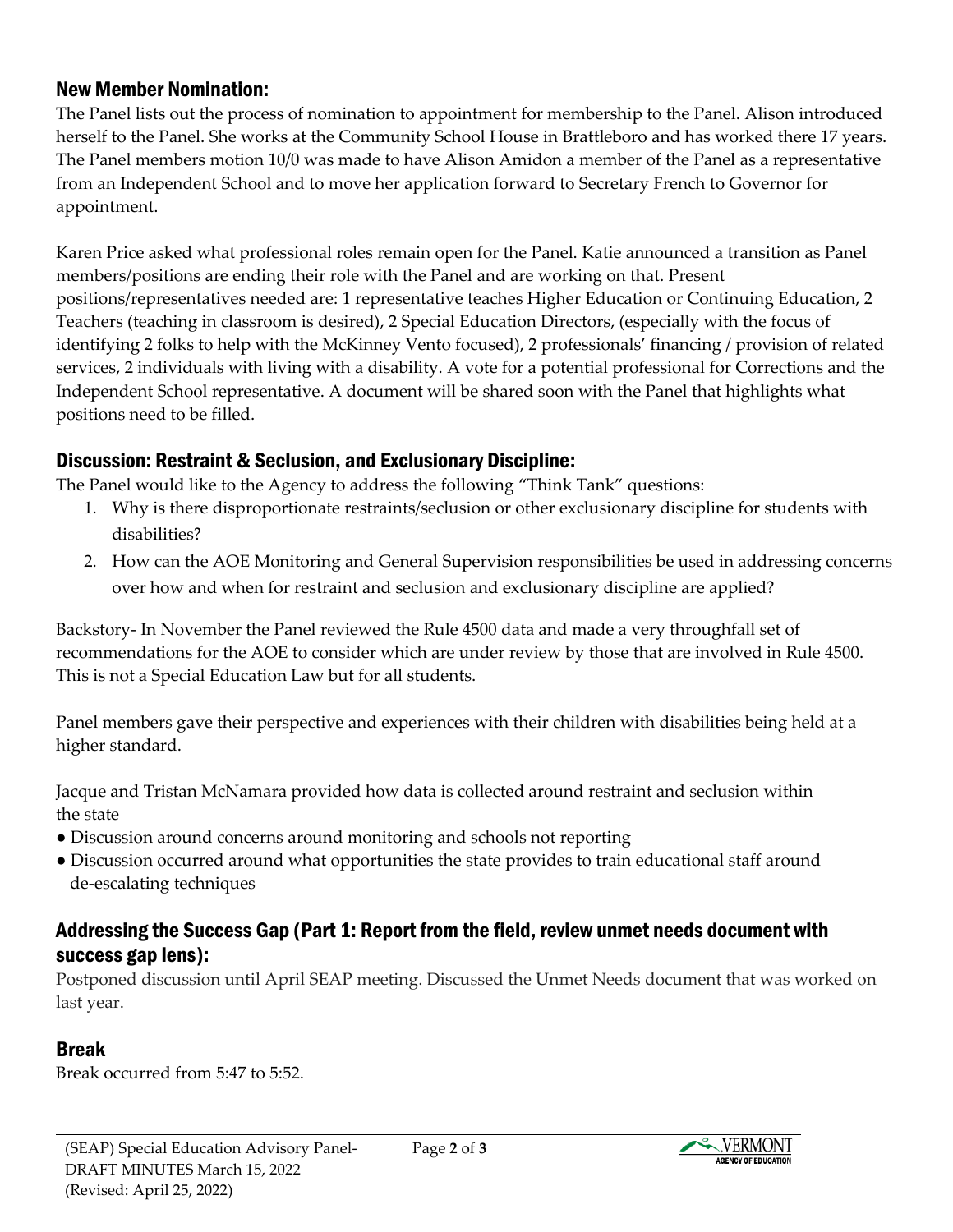## New Member Nomination:

The Panel lists out the process of nomination to appointment for membership to the Panel. Alison introduced herself to the Panel. She works at the Community School House in Brattleboro and has worked there 17 years. The Panel members motion 10/0 was made to have Alison Amidon a member of the Panel as a representative from an Independent School and to move her application forward to Secretary French to Governor for appointment.

Karen Price asked what professional roles remain open for the Panel. Katie announced a transition as Panel members/positions are ending their role with the Panel and are working on that. Present positions/representatives needed are: 1 representative teaches Higher Education or Continuing Education, 2 Teachers (teaching in classroom is desired), 2 Special Education Directors, (especially with the focus of identifying 2 folks to help with the McKinney Vento focused), 2 professionals' financing / provision of related services, 2 individuals with living with a disability. A vote for a potential professional for Corrections and the Independent School representative. A document will be shared soon with the Panel that highlights what positions need to be filled.

## Discussion: Restraint & Seclusion, and Exclusionary Discipline:

The Panel would like to the Agency to address the following "Think Tank" questions:

1. Why is there disproportionate restraints/seclusion or other exclusionary discipline for students with disabilities?
2. How can the AOE Monitoring and General Supervision responsibilities be used in addressing concerns over how and when for restraint and seclusion and exclusionary discipline are applied?

Backstory- In November the Panel reviewed the Rule 4500 data and made a very throughfall set of recommendations for the AOE to consider which are under review by those that are involved in Rule 4500. This is not a Special Education Law but for all students.

Panel members gave their perspective and experiences with their children with disabilities being held at a higher standard.

Jacque and Tristan McNamara provided how data is collected around restraint and seclusion within the state

- Discussion around concerns around monitoring and schools not reporting
- Discussion occurred around what opportunities the state provides to train educational staff around de-escalating techniques

## Addressing the Success Gap (Part 1: Report from the field, review unmet needs document with success gap lens):

Postponed discussion until April SEAP meeting. Discussed the Unmet Needs document that was worked on last year.

## Break

Break occurred from 5:47 to 5:52.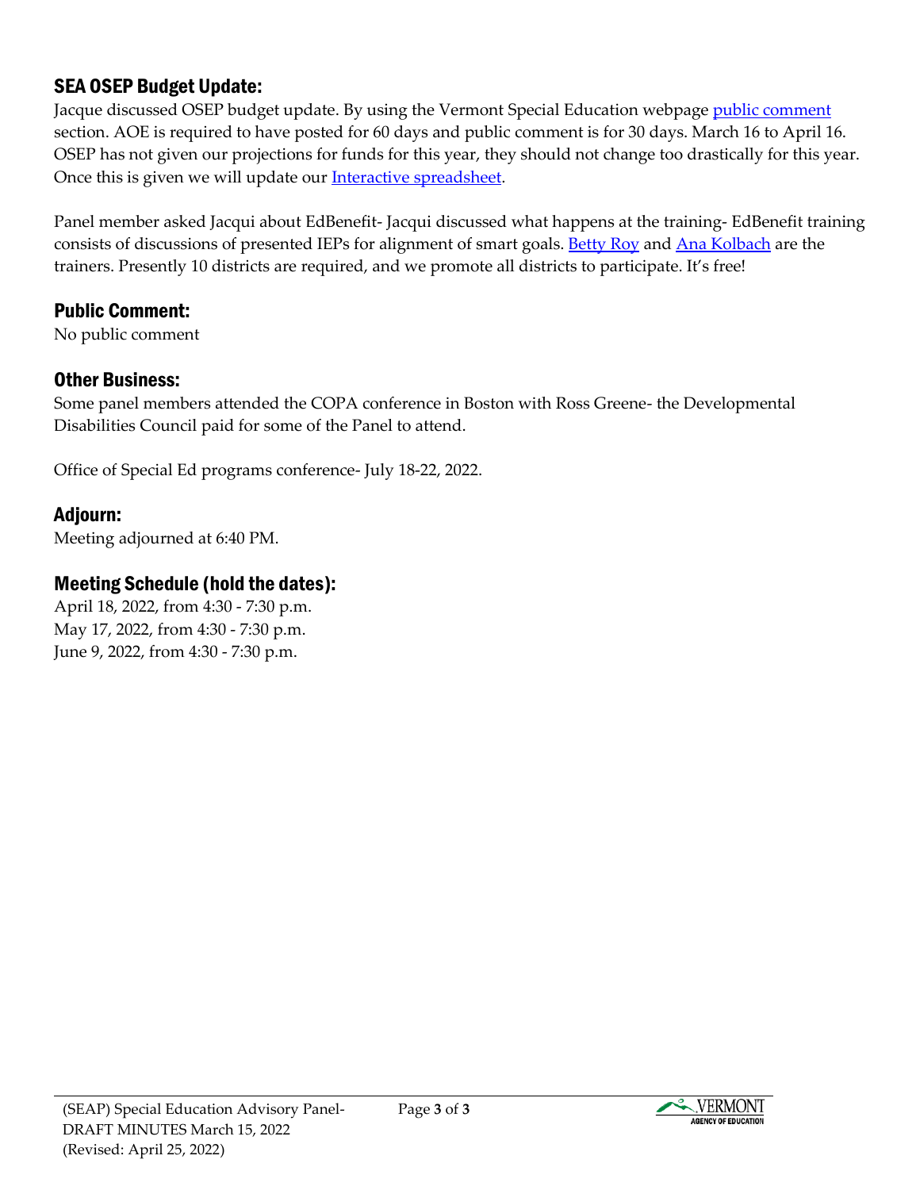## SEA OSEP Budget Update:

Jacque discussed OSEP budget update. By using the Vermont Special Education webpage public comment section. AOE is required to have posted for 60 days and public comment is for 30 days. March 16 to April 16. OSEP has not given our projections for funds for this year, they should not change too drastically for this year. Once this is given we will update our Interactive spreadsheet.

Panel member asked Jacqui about EdBenefit- Jacqui discussed what happens at the training- EdBenefit training consists of discussions of presented IEPs for alignment of smart goals. Betty Roy and Ana Kolbach are the trainers. Presently 10 districts are required, and we promote all districts to participate. It's free!

## Public Comment:

No public comment

## Other Business:

Some panel members attended the COPA conference in Boston with Ross Greene- the Developmental Disabilities Council paid for some of the Panel to attend.

Office of Special Ed programs conference- July 18-22, 2022.

## Adjourn:

Meeting adjourned at 6:40 PM.

## Meeting Schedule (hold the dates):

April 18, 2022, from 4:30 - 7:30 p.m.
May 17, 2022, from 4:30 - 7:30 p.m.
June 9, 2022, from 4:30 - 7:30 p.m.